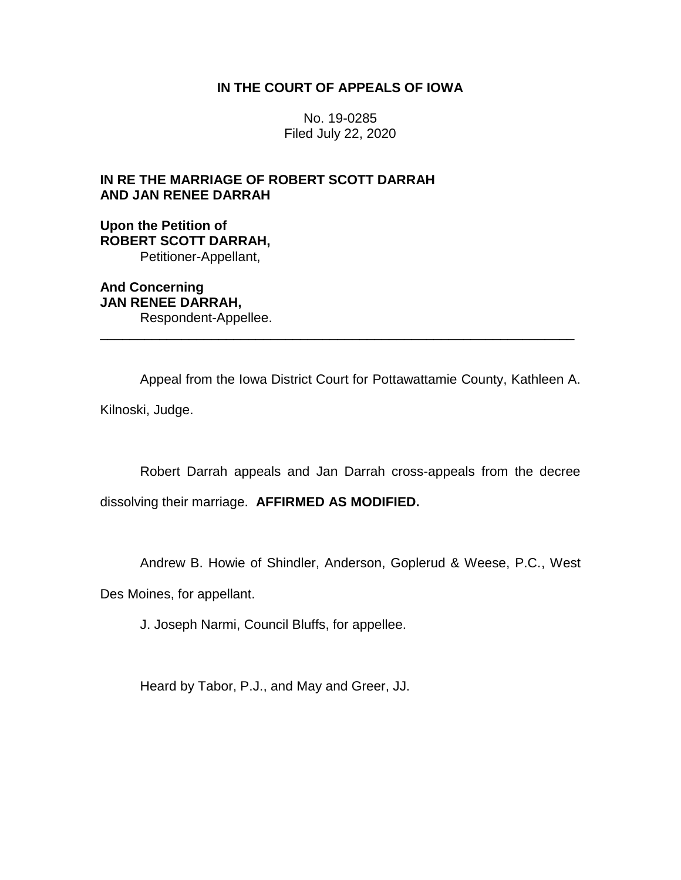**IN THE COURT OF APPEALS OF IOWA**

No. 19-0285
Filed July 22, 2020

**IN RE THE MARRIAGE OF ROBERT SCOTT DARRAH AND JAN RENEE DARRAH**

**Upon the Petition of**
**ROBERT SCOTT DARRAH,**
Petitioner-Appellant,

**And Concerning**
**JAN RENEE DARRAH,**
Respondent-Appellee.

---

Appeal from the Iowa District Court for Pottawattamie County, Kathleen A. Kilnoski, Judge.

Robert Darrah appeals and Jan Darrah cross-appeals from the decree dissolving their marriage. **AFFIRMED AS MODIFIED.**

Andrew B. Howie of Shindler, Anderson, Goplerud & Weese, P.C., West Des Moines, for appellant.

J. Joseph Narmi, Council Bluffs, for appellee.

Heard by Tabor, P.J., and May and Greer, JJ.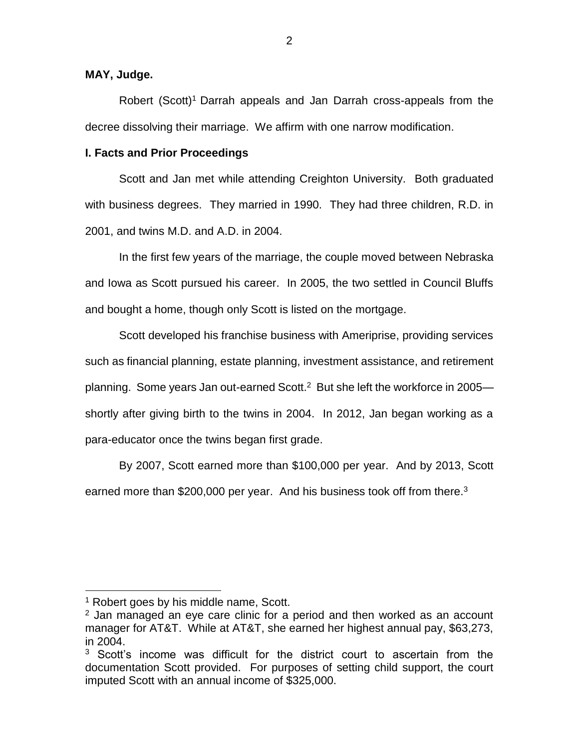**MAY, Judge.**

Robert (Scott)[1] Darrah appeals and Jan Darrah cross-appeals from the decree dissolving their marriage. We affirm with one narrow modification.

## I. Facts and Prior Proceedings

Scott and Jan met while attending Creighton University. Both graduated with business degrees. They married in 1990. They had three children, R.D. in 2001, and twins M.D. and A.D. in 2004.

In the first few years of the marriage, the couple moved between Nebraska and Iowa as Scott pursued his career. In 2005, the two settled in Council Bluffs and bought a home, though only Scott is listed on the mortgage.

Scott developed his franchise business with Ameriprise, providing services such as financial planning, estate planning, investment assistance, and retirement planning. Some years Jan out-earned Scott.[2] But she left the workforce in 2005—shortly after giving birth to the twins in 2004. In 2012, Jan began working as a para-educator once the twins began first grade.

By 2007, Scott earned more than $100,000 per year. And by 2013, Scott earned more than $200,000 per year. And his business took off from there.[3]

---

[1] Robert goes by his middle name, Scott.

[2] Jan managed an eye care clinic for a period and then worked as an account manager for AT&T. While at AT&T, she earned her highest annual pay, $63,273, in 2004.

[3] Scott's income was difficult for the district court to ascertain from the documentation Scott provided. For purposes of setting child support, the court imputed Scott with an annual income of $325,000.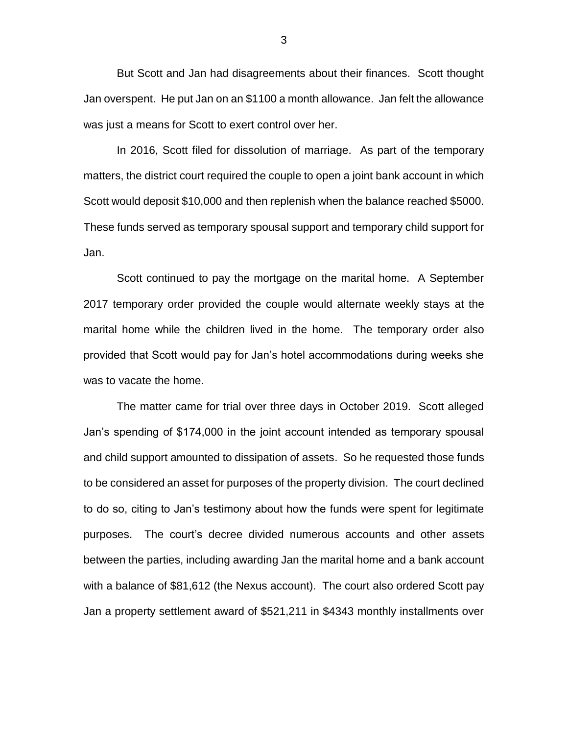But Scott and Jan had disagreements about their finances. Scott thought Jan overspent. He put Jan on an $1100 a month allowance. Jan felt the allowance was just a means for Scott to exert control over her.

In 2016, Scott filed for dissolution of marriage. As part of the temporary matters, the district court required the couple to open a joint bank account in which Scott would deposit $10,000 and then replenish when the balance reached $5000. These funds served as temporary spousal support and temporary child support for Jan.

Scott continued to pay the mortgage on the marital home. A September 2017 temporary order provided the couple would alternate weekly stays at the marital home while the children lived in the home. The temporary order also provided that Scott would pay for Jan's hotel accommodations during weeks she was to vacate the home.

The matter came for trial over three days in October 2019. Scott alleged Jan's spending of $174,000 in the joint account intended as temporary spousal and child support amounted to dissipation of assets. So he requested those funds to be considered an asset for purposes of the property division. The court declined to do so, citing to Jan's testimony about how the funds were spent for legitimate purposes. The court's decree divided numerous accounts and other assets between the parties, including awarding Jan the marital home and a bank account with a balance of $81,612 (the Nexus account). The court also ordered Scott pay Jan a property settlement award of $521,211 in $4343 monthly installments over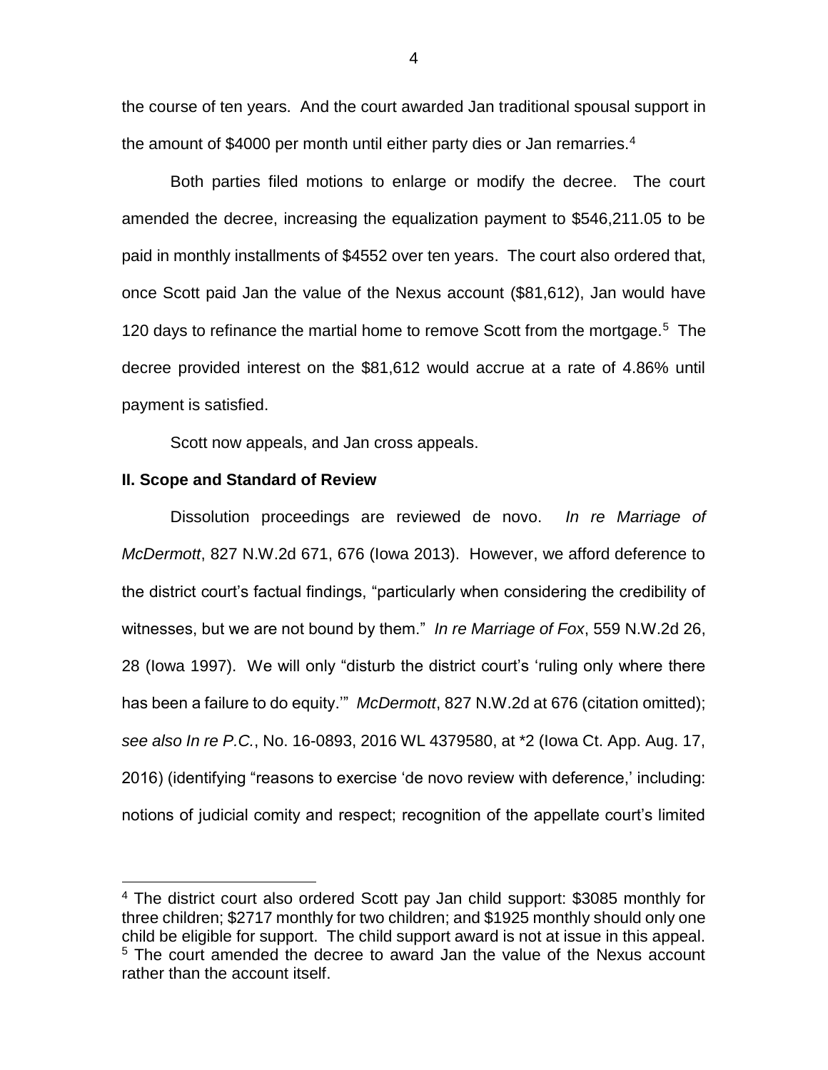the course of ten years. And the court awarded Jan traditional spousal support in the amount of $4000 per month until either party dies or Jan remarries.[4]

Both parties filed motions to enlarge or modify the decree. The court amended the decree, increasing the equalization payment to $546,211.05 to be paid in monthly installments of $4552 over ten years. The court also ordered that, once Scott paid Jan the value of the Nexus account ($81,612), Jan would have 120 days to refinance the martial home to remove Scott from the mortgage.[5] The decree provided interest on the $81,612 would accrue at a rate of 4.86% until payment is satisfied.

Scott now appeals, and Jan cross appeals.

**II. Scope and Standard of Review**

Dissolution proceedings are reviewed de novo. *In re Marriage of McDermott*, 827 N.W.2d 671, 676 (Iowa 2013). However, we afford deference to the district court's factual findings, "particularly when considering the credibility of witnesses, but we are not bound by them." *In re Marriage of Fox*, 559 N.W.2d 26, 28 (Iowa 1997). We will only "disturb the district court's 'ruling only where there has been a failure to do equity.'" *McDermott*, 827 N.W.2d at 676 (citation omitted); *see also In re P.C.*, No. 16-0893, 2016 WL 4379580, at *2 (Iowa Ct. App. Aug. 17, 2016) (identifying "reasons to exercise 'de novo review with deference,' including: notions of judicial comity and respect; recognition of the appellate court's limited

---

[4] The district court also ordered Scott pay Jan child support: $3085 monthly for three children; $2717 monthly for two children; and $1925 monthly should only one child be eligible for support. The child support award is not at issue in this appeal.

[5] The court amended the decree to award Jan the value of the Nexus account rather than the account itself.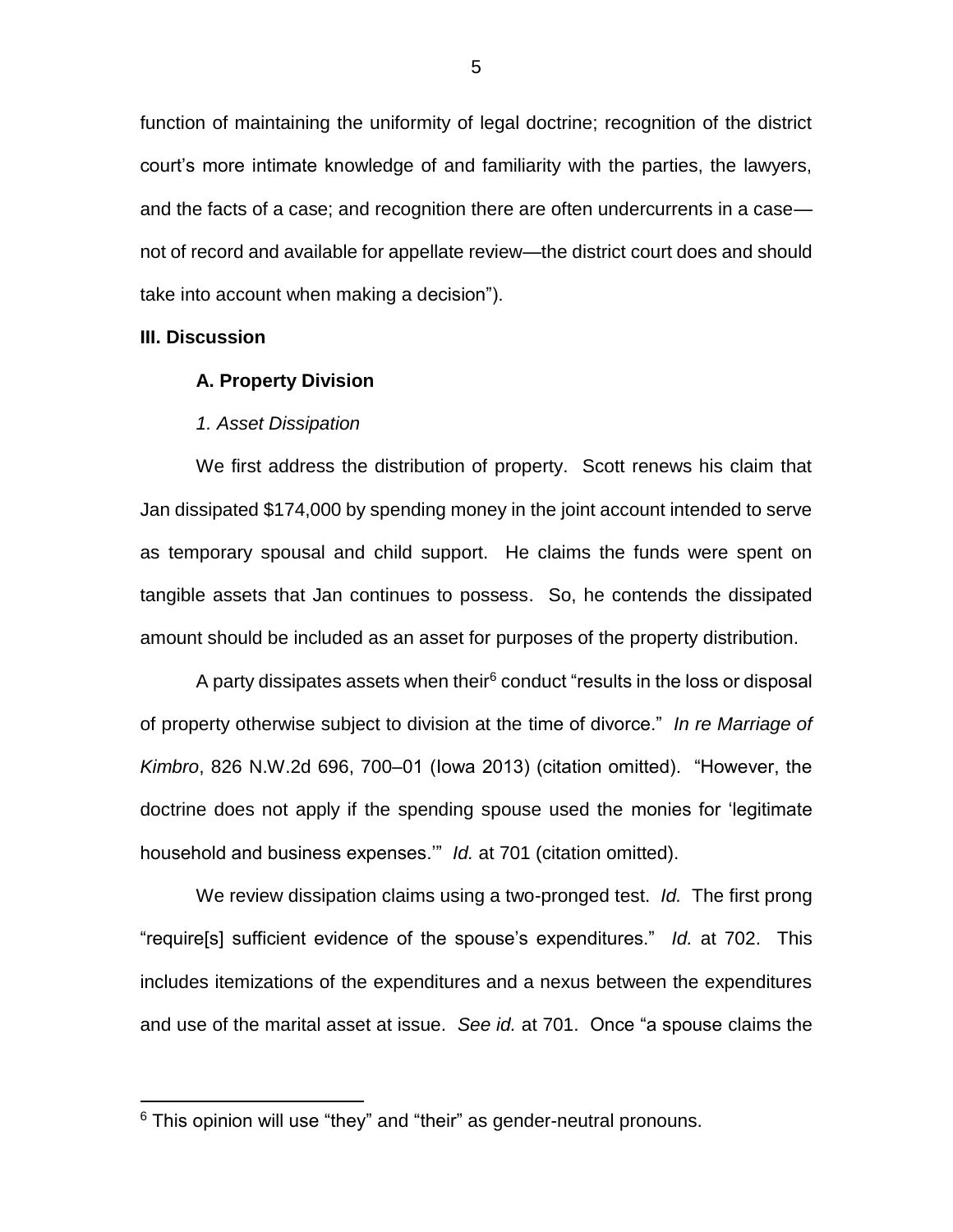function of maintaining the uniformity of legal doctrine; recognition of the district court's more intimate knowledge of and familiarity with the parties, the lawyers, and the facts of a case; and recognition there are often undercurrents in a case—not of record and available for appellate review—the district court does and should take into account when making a decision").

**III. Discussion**

**A. Property Division**

*1. Asset Dissipation*

We first address the distribution of property. Scott renews his claim that Jan dissipated $174,000 by spending money in the joint account intended to serve as temporary spousal and child support. He claims the funds were spent on tangible assets that Jan continues to possess. So, he contends the dissipated amount should be included as an asset for purposes of the property distribution.

A party dissipates assets when their[6] conduct "results in the loss or disposal of property otherwise subject to division at the time of divorce." *In re Marriage of Kimbro*, 826 N.W.2d 696, 700–01 (Iowa 2013) (citation omitted). "However, the doctrine does not apply if the spending spouse used the monies for 'legitimate household and business expenses.'" *Id.* at 701 (citation omitted).

We review dissipation claims using a two-pronged test. *Id.* The first prong "require[s] sufficient evidence of the spouse's expenditures." *Id.* at 702. This includes itemizations of the expenditures and a nexus between the expenditures and use of the marital asset at issue. *See id.* at 701. Once "a spouse claims the

[6] This opinion will use "they" and "their" as gender-neutral pronouns.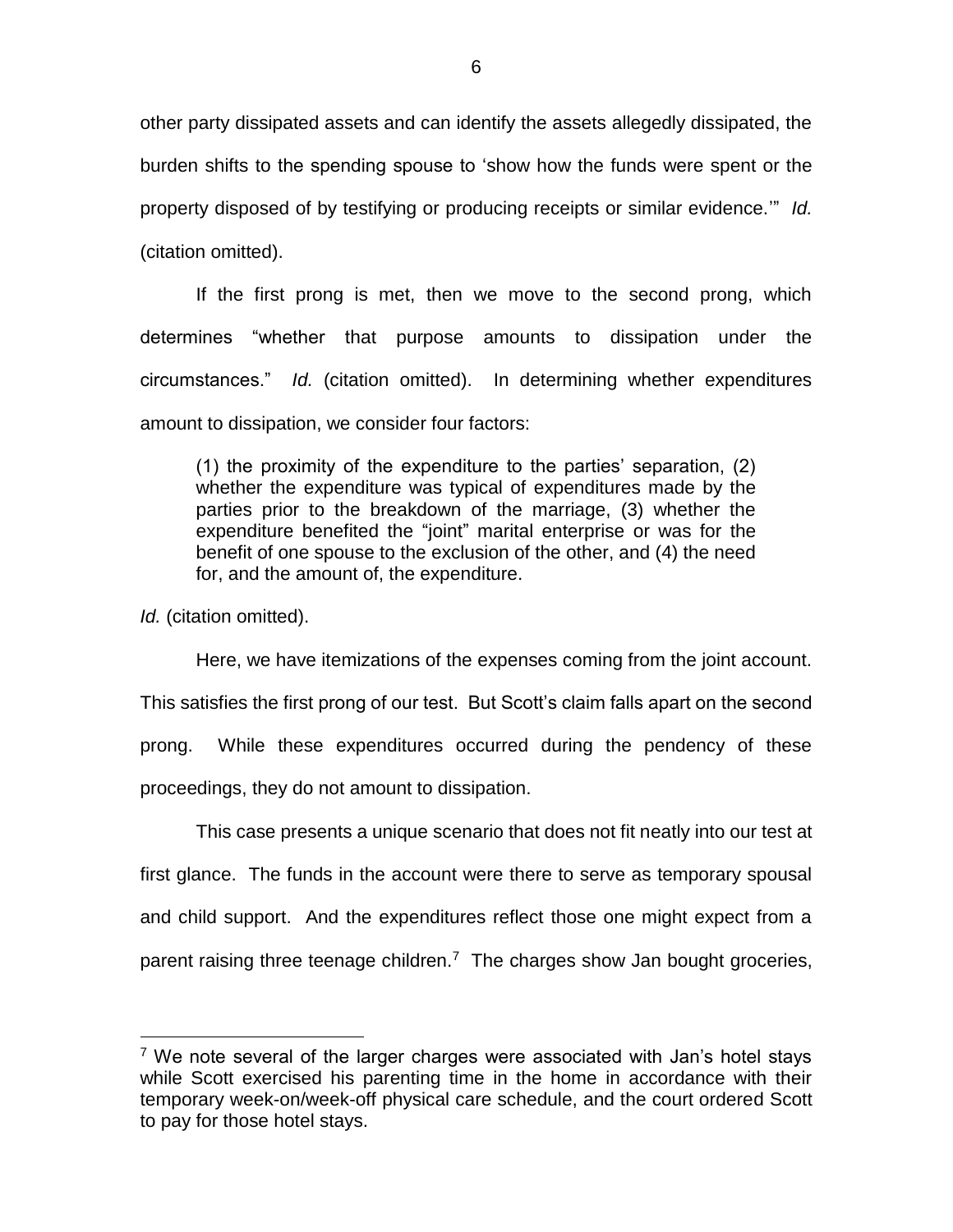other party dissipated assets and can identify the assets allegedly dissipated, the burden shifts to the spending spouse to 'show how the funds were spent or the property disposed of by testifying or producing receipts or similar evidence.'" *Id.* (citation omitted).

If the first prong is met, then we move to the second prong, which determines "whether that purpose amounts to dissipation under the circumstances." *Id.* (citation omitted). In determining whether expenditures amount to dissipation, we consider four factors:

> (1) the proximity of the expenditure to the parties' separation, (2) whether the expenditure was typical of expenditures made by the parties prior to the breakdown of the marriage, (3) whether the expenditure benefited the "joint" marital enterprise or was for the benefit of one spouse to the exclusion of the other, and (4) the need for, and the amount of, the expenditure.

*Id.* (citation omitted).

Here, we have itemizations of the expenses coming from the joint account. This satisfies the first prong of our test. But Scott's claim falls apart on the second prong. While these expenditures occurred during the pendency of these proceedings, they do not amount to dissipation.

This case presents a unique scenario that does not fit neatly into our test at first glance. The funds in the account were there to serve as temporary spousal and child support. And the expenditures reflect those one might expect from a parent raising three teenage children.[7] The charges show Jan bought groceries,

[7] We note several of the larger charges were associated with Jan's hotel stays while Scott exercised his parenting time in the home in accordance with their temporary week-on/week-off physical care schedule, and the court ordered Scott to pay for those hotel stays.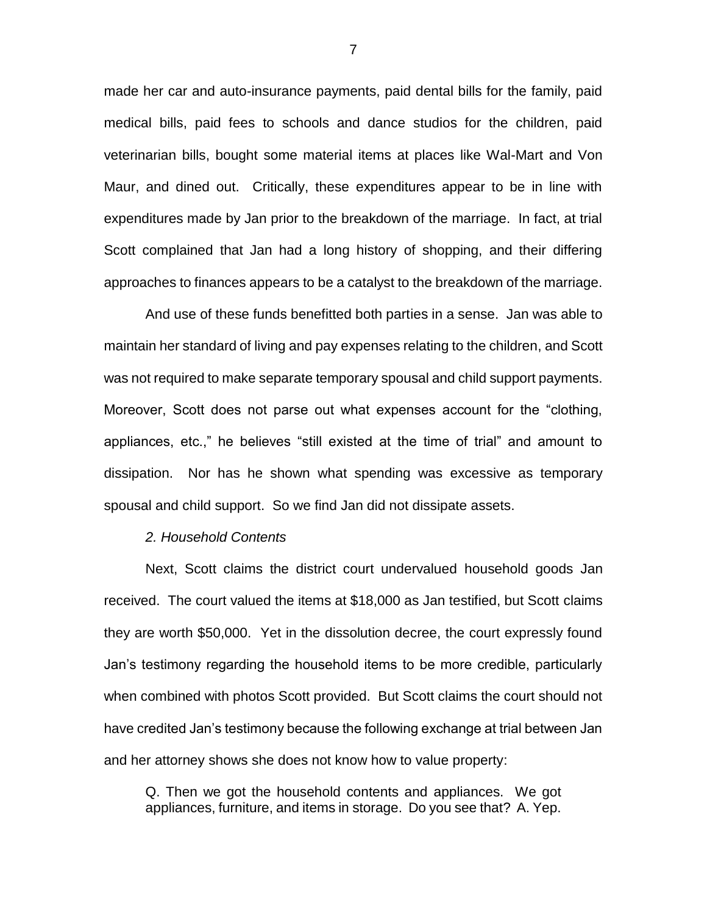made her car and auto-insurance payments, paid dental bills for the family, paid medical bills, paid fees to schools and dance studios for the children, paid veterinarian bills, bought some material items at places like Wal-Mart and Von Maur, and dined out. Critically, these expenditures appear to be in line with expenditures made by Jan prior to the breakdown of the marriage. In fact, at trial Scott complained that Jan had a long history of shopping, and their differing approaches to finances appears to be a catalyst to the breakdown of the marriage.

And use of these funds benefitted both parties in a sense. Jan was able to maintain her standard of living and pay expenses relating to the children, and Scott was not required to make separate temporary spousal and child support payments. Moreover, Scott does not parse out what expenses account for the "clothing, appliances, etc.," he believes "still existed at the time of trial" and amount to dissipation. Nor has he shown what spending was excessive as temporary spousal and child support. So we find Jan did not dissipate assets.

*2. Household Contents*

Next, Scott claims the district court undervalued household goods Jan received. The court valued the items at $18,000 as Jan testified, but Scott claims they are worth $50,000. Yet in the dissolution decree, the court expressly found Jan's testimony regarding the household items to be more credible, particularly when combined with photos Scott provided. But Scott claims the court should not have credited Jan's testimony because the following exchange at trial between Jan and her attorney shows she does not know how to value property:

> Q. Then we got the household contents and appliances. We got appliances, furniture, and items in storage. Do you see that? A. Yep.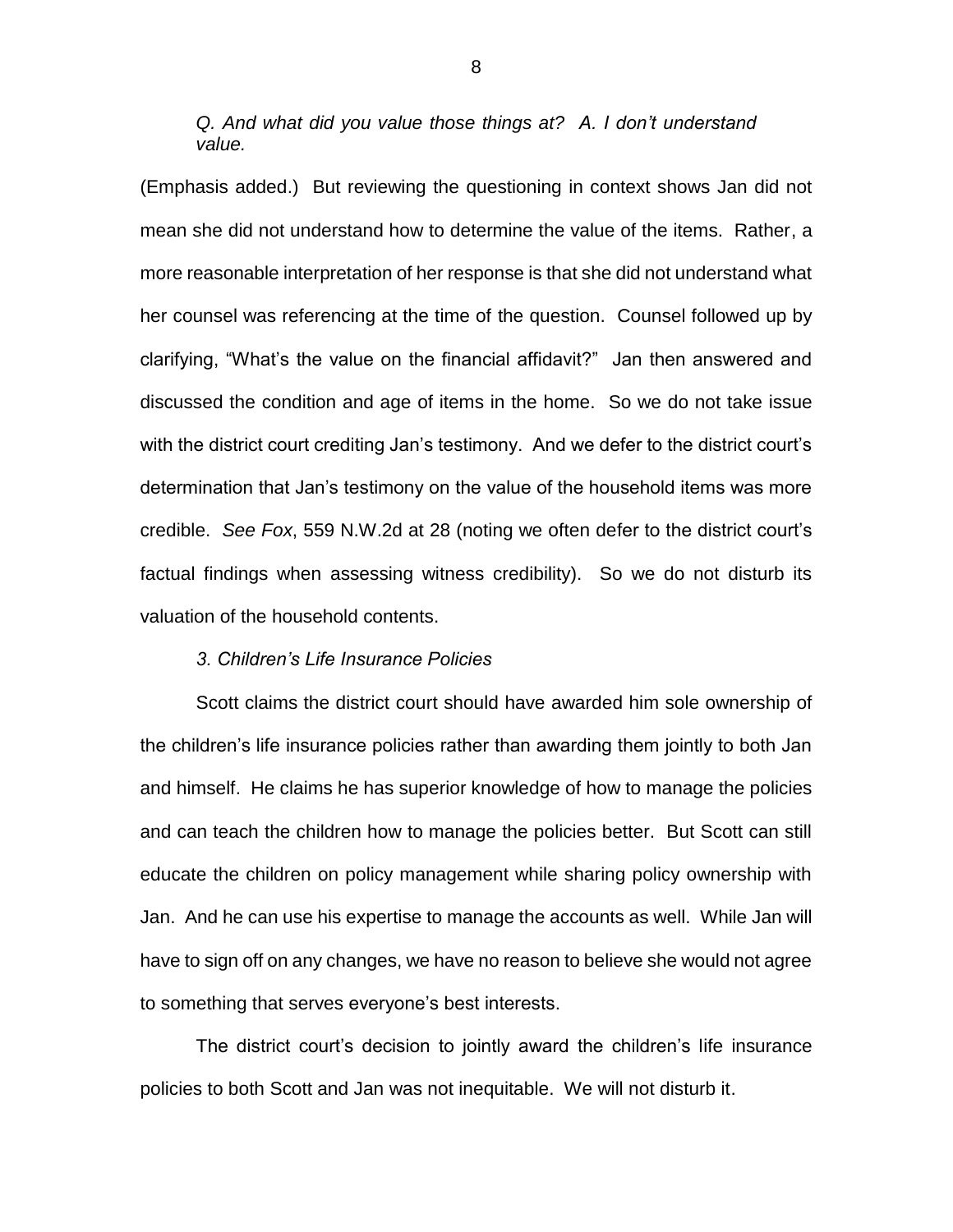*Q. And what did you value those things at? A. I don't understand value.*

(Emphasis added.) But reviewing the questioning in context shows Jan did not mean she did not understand how to determine the value of the items. Rather, a more reasonable interpretation of her response is that she did not understand what her counsel was referencing at the time of the question. Counsel followed up by clarifying, "What's the value on the financial affidavit?" Jan then answered and discussed the condition and age of items in the home. So we do not take issue with the district court crediting Jan's testimony. And we defer to the district court's determination that Jan's testimony on the value of the household items was more credible. *See Fox*, 559 N.W.2d at 28 (noting we often defer to the district court's factual findings when assessing witness credibility). So we do not disturb its valuation of the household contents.

### *3. Children's Life Insurance Policies*

Scott claims the district court should have awarded him sole ownership of the children's life insurance policies rather than awarding them jointly to both Jan and himself. He claims he has superior knowledge of how to manage the policies and can teach the children how to manage the policies better. But Scott can still educate the children on policy management while sharing policy ownership with Jan. And he can use his expertise to manage the accounts as well. While Jan will have to sign off on any changes, we have no reason to believe she would not agree to something that serves everyone's best interests.

The district court's decision to jointly award the children's life insurance policies to both Scott and Jan was not inequitable. We will not disturb it.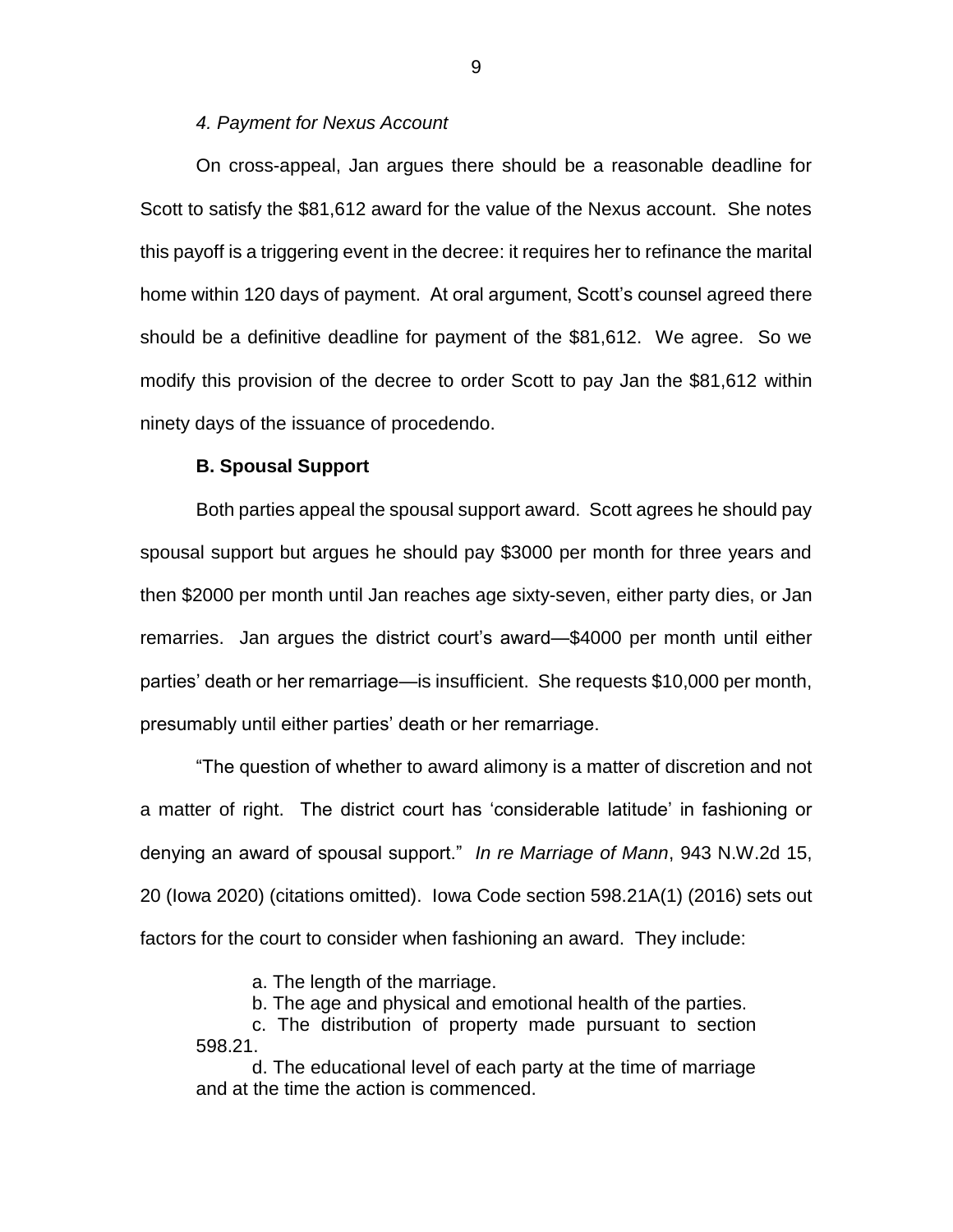*4. Payment for Nexus Account*

On cross-appeal, Jan argues there should be a reasonable deadline for Scott to satisfy the $81,612 award for the value of the Nexus account. She notes this payoff is a triggering event in the decree: it requires her to refinance the marital home within 120 days of payment. At oral argument, Scott's counsel agreed there should be a definitive deadline for payment of the $81,612. We agree. So we modify this provision of the decree to order Scott to pay Jan the $81,612 within ninety days of the issuance of procedendo.

**B. Spousal Support**

Both parties appeal the spousal support award. Scott agrees he should pay spousal support but argues he should pay $3000 per month for three years and then $2000 per month until Jan reaches age sixty-seven, either party dies, or Jan remarries. Jan argues the district court's award—$4000 per month until either parties' death or her remarriage—is insufficient. She requests $10,000 per month, presumably until either parties' death or her remarriage.

"The question of whether to award alimony is a matter of discretion and not a matter of right. The district court has 'considerable latitude' in fashioning or denying an award of spousal support." *In re Marriage of Mann*, 943 N.W.2d 15, 20 (Iowa 2020) (citations omitted). Iowa Code section 598.21A(1) (2016) sets out factors for the court to consider when fashioning an award. They include:

> a. The length of the marriage.
>
> b. The age and physical and emotional health of the parties.
>
> c. The distribution of property made pursuant to section 598.21.
>
> d. The educational level of each party at the time of marriage and at the time the action is commenced.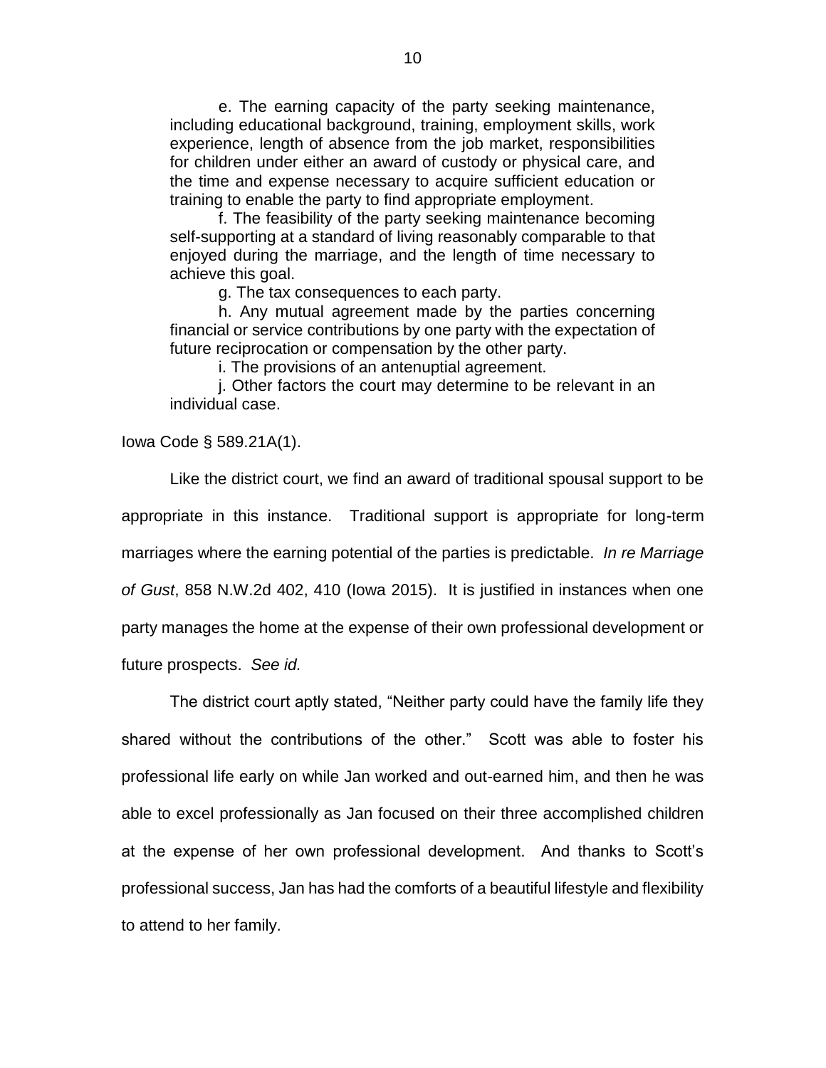e. The earning capacity of the party seeking maintenance, including educational background, training, employment skills, work experience, length of absence from the job market, responsibilities for children under either an award of custody or physical care, and the time and expense necessary to acquire sufficient education or training to enable the party to find appropriate employment.

f. The feasibility of the party seeking maintenance becoming self-supporting at a standard of living reasonably comparable to that enjoyed during the marriage, and the length of time necessary to achieve this goal.

g. The tax consequences to each party.

h. Any mutual agreement made by the parties concerning financial or service contributions by one party with the expectation of future reciprocation or compensation by the other party.

i. The provisions of an antenuptial agreement.

j. Other factors the court may determine to be relevant in an individual case.

Iowa Code § 589.21A(1).

Like the district court, we find an award of traditional spousal support to be appropriate in this instance. Traditional support is appropriate for long-term marriages where the earning potential of the parties is predictable. *In re Marriage of Gust*, 858 N.W.2d 402, 410 (Iowa 2015). It is justified in instances when one party manages the home at the expense of their own professional development or future prospects. *See id.*

The district court aptly stated, "Neither party could have the family life they shared without the contributions of the other." Scott was able to foster his professional life early on while Jan worked and out-earned him, and then he was able to excel professionally as Jan focused on their three accomplished children at the expense of her own professional development. And thanks to Scott's professional success, Jan has had the comforts of a beautiful lifestyle and flexibility to attend to her family.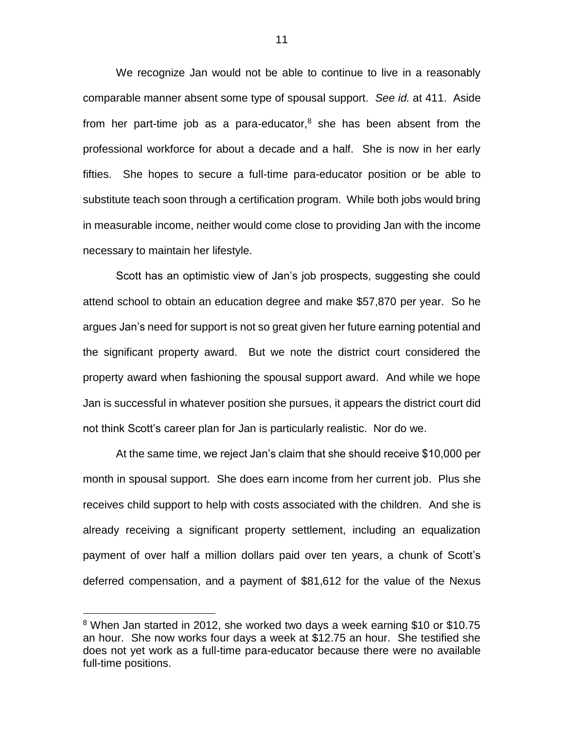We recognize Jan would not be able to continue to live in a reasonably comparable manner absent some type of spousal support. *See id.* at 411. Aside from her part-time job as a para-educator,[8] she has been absent from the professional workforce for about a decade and a half. She is now in her early fifties. She hopes to secure a full-time para-educator position or be able to substitute teach soon through a certification program. While both jobs would bring in measurable income, neither would come close to providing Jan with the income necessary to maintain her lifestyle.

Scott has an optimistic view of Jan's job prospects, suggesting she could attend school to obtain an education degree and make $57,870 per year. So he argues Jan's need for support is not so great given her future earning potential and the significant property award. But we note the district court considered the property award when fashioning the spousal support award. And while we hope Jan is successful in whatever position she pursues, it appears the district court did not think Scott's career plan for Jan is particularly realistic. Nor do we.

At the same time, we reject Jan's claim that she should receive $10,000 per month in spousal support. She does earn income from her current job. Plus she receives child support to help with costs associated with the children. And she is already receiving a significant property settlement, including an equalization payment of over half a million dollars paid over ten years, a chunk of Scott's deferred compensation, and a payment of $81,612 for the value of the Nexus

---

[8] When Jan started in 2012, she worked two days a week earning $10 or $10.75 an hour. She now works four days a week at $12.75 an hour. She testified she does not yet work as a full-time para-educator because there were no available full-time positions.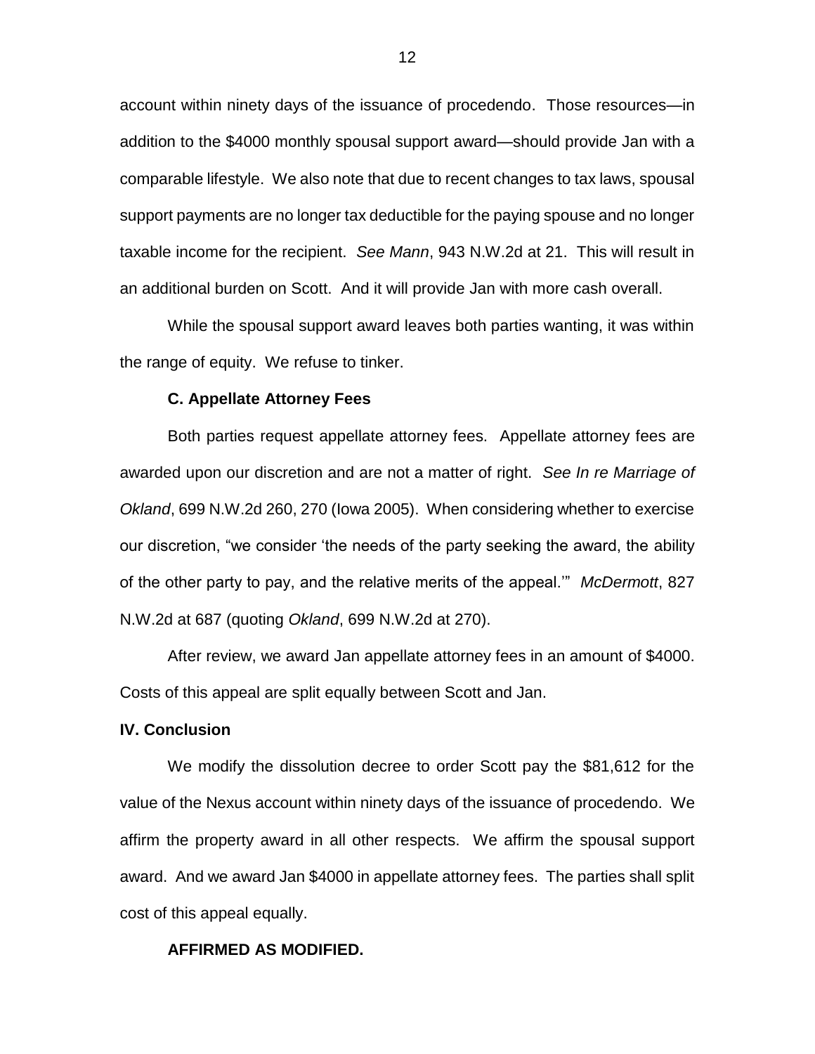account within ninety days of the issuance of procedendo. Those resources—in addition to the $4000 monthly spousal support award—should provide Jan with a comparable lifestyle. We also note that due to recent changes to tax laws, spousal support payments are no longer tax deductible for the paying spouse and no longer taxable income for the recipient. *See Mann*, 943 N.W.2d at 21. This will result in an additional burden on Scott. And it will provide Jan with more cash overall.

While the spousal support award leaves both parties wanting, it was within the range of equity. We refuse to tinker.

### C. Appellate Attorney Fees

Both parties request appellate attorney fees. Appellate attorney fees are awarded upon our discretion and are not a matter of right. *See In re Marriage of Okland*, 699 N.W.2d 260, 270 (Iowa 2005). When considering whether to exercise our discretion, "we consider 'the needs of the party seeking the award, the ability of the other party to pay, and the relative merits of the appeal.'" *McDermott*, 827 N.W.2d at 687 (quoting *Okland*, 699 N.W.2d at 270).

After review, we award Jan appellate attorney fees in an amount of $4000. Costs of this appeal are split equally between Scott and Jan.

## IV. Conclusion

We modify the dissolution decree to order Scott pay the $81,612 for the value of the Nexus account within ninety days of the issuance of procedendo. We affirm the property award in all other respects. We affirm the spousal support award. And we award Jan $4000 in appellate attorney fees. The parties shall split cost of this appeal equally.

**AFFIRMED AS MODIFIED.**